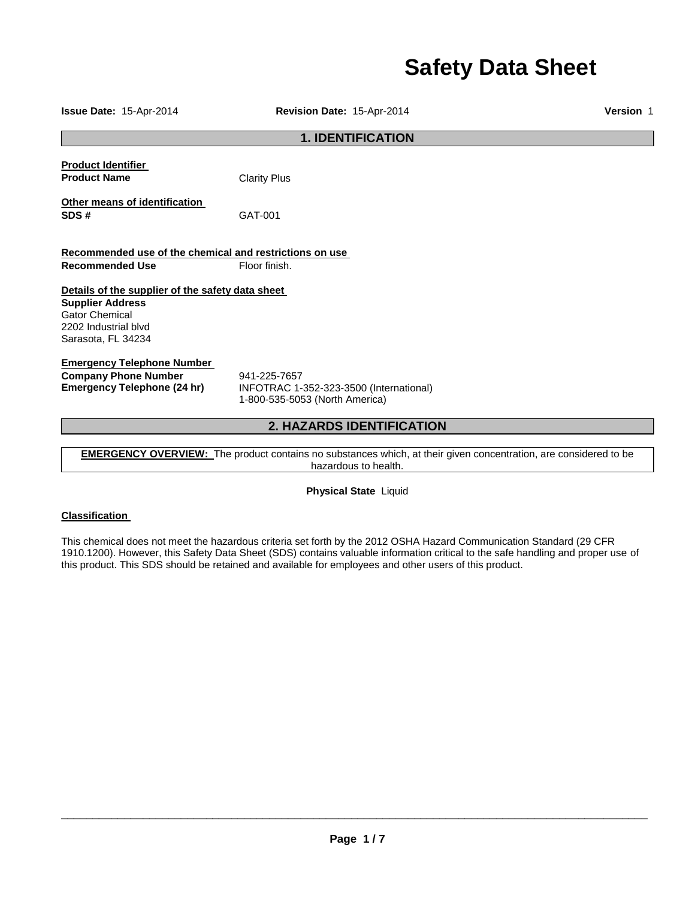# Safety Data Sheet

**Issue Date:** 15-Apr-2014 **Revision Date:** 15-Apr-2014 **Version** 1

## 1. IDENTIFICATION

**Product Identifier**

**Product Name** Clarity Plus

**Other means of identification**

**SDS #** GAT-001

**Recommended use of the chemical and restrictions on use**

**Recommended Use** Floor finish.

**Details of the supplier of the safety data sheet**

**Supplier Address**
Gator Chemical
2202 Industrial blvd
Sarasota, FL 34234

**Emergency Telephone Number**

**Company Phone Number** 941-225-7657

**Emergency Telephone (24 hr)** INFOTRAC 1-352-323-3500 (International)
1-800-535-5053 (North America)

## 2. HAZARDS IDENTIFICATION

**EMERGENCY OVERVIEW:** The product contains no substances which, at their given concentration, are considered to be hazardous to health.

**Physical State** Liquid

**Classification**

This chemical does not meet the hazardous criteria set forth by the 2012 OSHA Hazard Communication Standard (29 CFR 1910.1200). However, this Safety Data Sheet (SDS) contains valuable information critical to the safe handling and proper use of this product. This SDS should be retained and available for employees and other users of this product.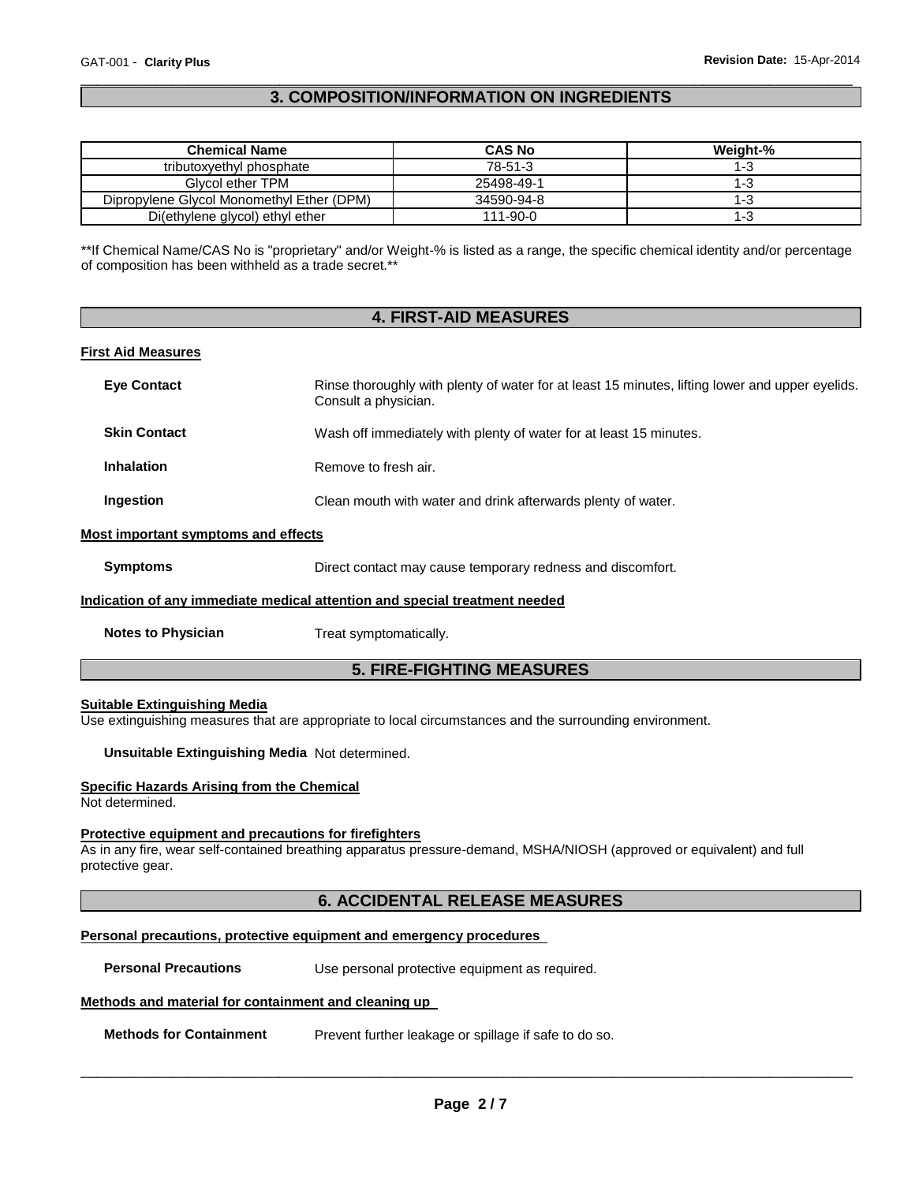## 3. COMPOSITION/INFORMATION ON INGREDIENTS

| Chemical Name | CAS No | Weight-% |
|---|---|---|
| tributoxyethyl phosphate | 78-51-3 | 1-3 |
| Glycol ether TPM | 25498-49-1 | 1-3 |
| Dipropylene Glycol Monomethyl Ether (DPM) | 34590-94-8 | 1-3 |
| Di(ethylene glycol) ethyl ether | 111-90-0 | 1-3 |

**If Chemical Name/CAS No is "proprietary" and/or Weight-% is listed as a range, the specific chemical identity and/or percentage of composition has been withheld as a trade secret.**

## 4. FIRST-AID MEASURES

### First Aid Measures

**Eye Contact** Rinse thoroughly with plenty of water for at least 15 minutes, lifting lower and upper eyelids. Consult a physician.

**Skin Contact** Wash off immediately with plenty of water for at least 15 minutes.

**Inhalation** Remove to fresh air.

**Ingestion** Clean mouth with water and drink afterwards plenty of water.

### Most important symptoms and effects

**Symptoms** Direct contact may cause temporary redness and discomfort.

### Indication of any immediate medical attention and special treatment needed

**Notes to Physician** Treat symptomatically.

## 5. FIRE-FIGHTING MEASURES

### Suitable Extinguishing Media

Use extinguishing measures that are appropriate to local circumstances and the surrounding environment.

**Unsuitable Extinguishing Media** Not determined.

### Specific Hazards Arising from the Chemical

Not determined.

### Protective equipment and precautions for firefighters

As in any fire, wear self-contained breathing apparatus pressure-demand, MSHA/NIOSH (approved or equivalent) and full protective gear.

## 6. ACCIDENTAL RELEASE MEASURES

### Personal precautions, protective equipment and emergency procedures

**Personal Precautions** Use personal protective equipment as required.

### Methods and material for containment and cleaning up

**Methods for Containment** Prevent further leakage or spillage if safe to do so.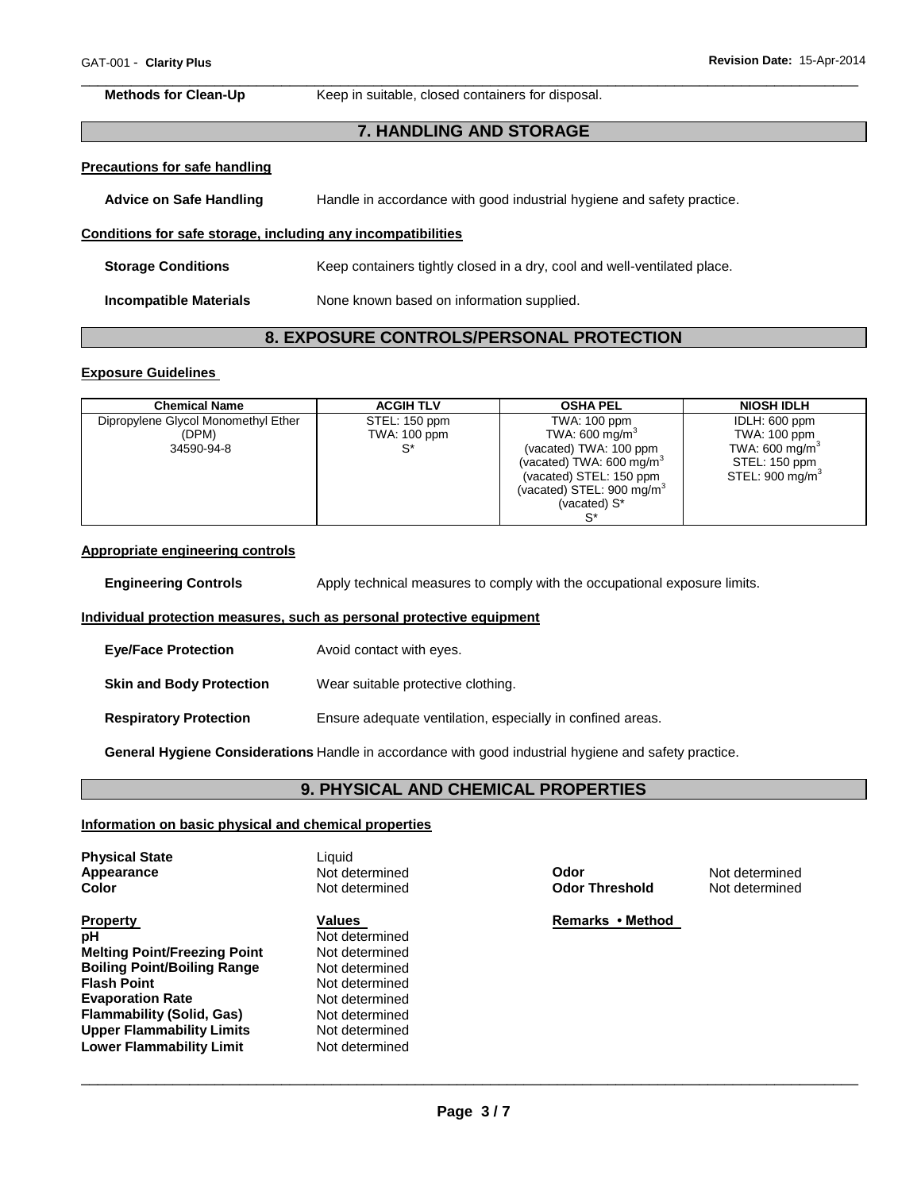**Methods for Clean-Up** Keep in suitable, closed containers for disposal.

## 7. HANDLING AND STORAGE

**Precautions for safe handling**

**Advice on Safe Handling** Handle in accordance with good industrial hygiene and safety practice.

**Conditions for safe storage, including any incompatibilities**

**Storage Conditions** Keep containers tightly closed in a dry, cool and well-ventilated place.

**Incompatible Materials** None known based on information supplied.

## 8. EXPOSURE CONTROLS/PERSONAL PROTECTION

**Exposure Guidelines**

| Chemical Name | ACGIH TLV | OSHA PEL | NIOSH IDLH |
|---|---|---|---|
| Dipropylene Glycol Monomethyl Ether (DPM) 34590-94-8 | STEL: 150 ppm TWA: 100 ppm S* | TWA: 100 ppm TWA: 600 mg/m$^3$ (vacated) TWA: 100 ppm (vacated) TWA: 600 mg/m$^3$ (vacated) STEL: 150 ppm (vacated) STEL: 900 mg/m$^3$ (vacated) S* S* | IDLH: 600 ppm TWA: 100 ppm TWA: 600 mg/m$^3$ STEL: 150 ppm STEL: 900 mg/m$^3$ |

**Appropriate engineering controls**

**Engineering Controls** Apply technical measures to comply with the occupational exposure limits.

**Individual protection measures, such as personal protective equipment**

**Eye/Face Protection** Avoid contact with eyes.

**Skin and Body Protection** Wear suitable protective clothing.

**Respiratory Protection** Ensure adequate ventilation, especially in confined areas.

**General Hygiene Considerations** Handle in accordance with good industrial hygiene and safety practice.

## 9. PHYSICAL AND CHEMICAL PROPERTIES

**Information on basic physical and chemical properties**

**Physical State** Liquid
**Appearance** Not determined
**Color** Not determined
**Odor** Not determined
**Odor Threshold** Not determined

| Property | Values | Remarks • Method |
|---|---|---|
| **pH** | Not determined | |
| **Melting Point/Freezing Point** | Not determined | |
| **Boiling Point/Boiling Range** | Not determined | |
| **Flash Point** | Not determined | |
| **Evaporation Rate** | Not determined | |
| **Flammability (Solid, Gas)** | Not determined | |
| **Upper Flammability Limits** | Not determined | |
| **Lower Flammability Limit** | Not determined | |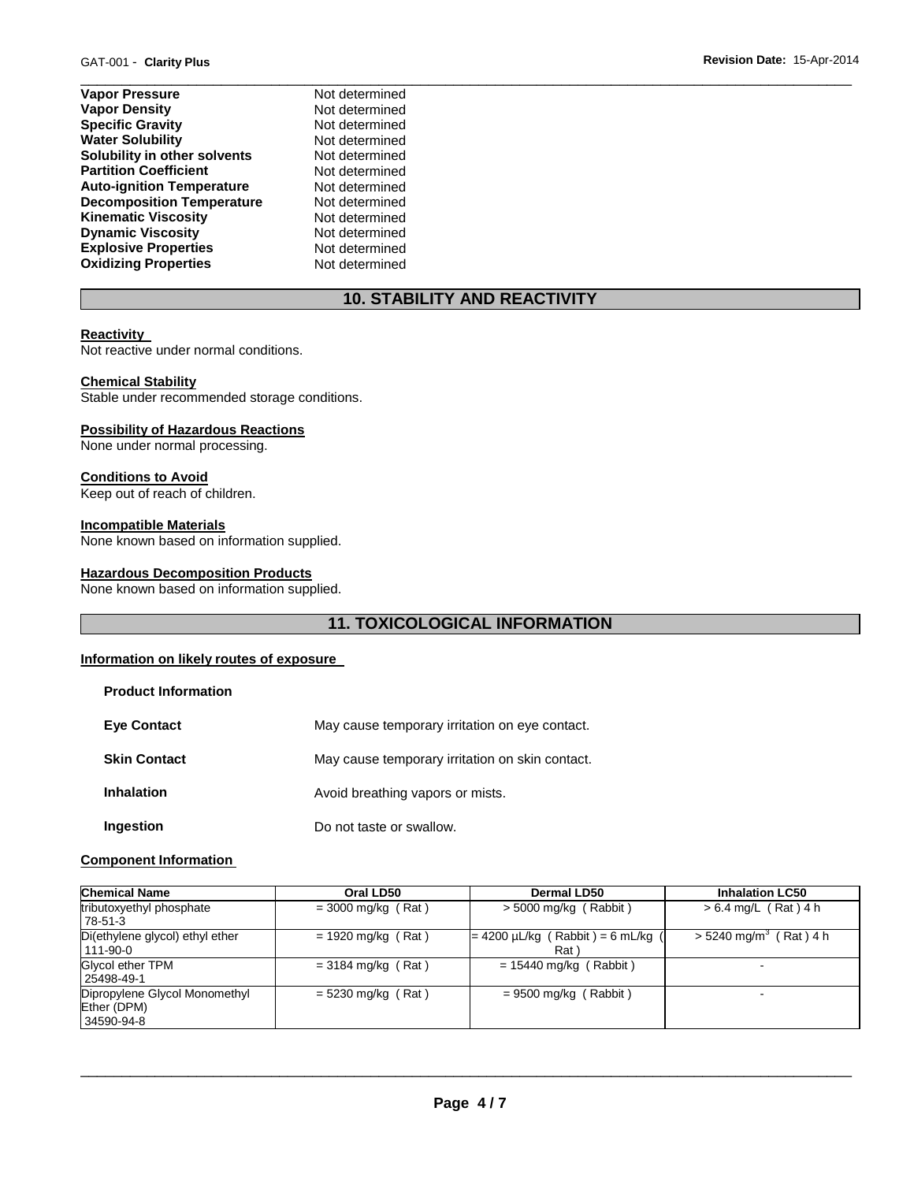| | |
|---|---|
| **Vapor Pressure** | Not determined |
| **Vapor Density** | Not determined |
| **Specific Gravity** | Not determined |
| **Water Solubility** | Not determined |
| **Solubility in other solvents** | Not determined |
| **Partition Coefficient** | Not determined |
| **Auto-ignition Temperature** | Not determined |
| **Decomposition Temperature** | Not determined |
| **Kinematic Viscosity** | Not determined |
| **Dynamic Viscosity** | Not determined |
| **Explosive Properties** | Not determined |
| **Oxidizing Properties** | Not determined |

## 10. STABILITY AND REACTIVITY

**Reactivity**
Not reactive under normal conditions.

**Chemical Stability**
Stable under recommended storage conditions.

**Possibility of Hazardous Reactions**
None under normal processing.

**Conditions to Avoid**
Keep out of reach of children.

**Incompatible Materials**
None known based on information supplied.

**Hazardous Decomposition Products**
None known based on information supplied.

## 11. TOXICOLOGICAL INFORMATION

**Information on likely routes of exposure**

**Product Information**

| | |
|---|---|
| **Eye Contact** | May cause temporary irritation on eye contact. |
| **Skin Contact** | May cause temporary irritation on skin contact. |
| **Inhalation** | Avoid breathing vapors or mists. |
| **Ingestion** | Do not taste or swallow. |

**Component Information**

| Chemical Name | Oral LD50 | Dermal LD50 | Inhalation LC50 |
|---|---|---|---|
| tributoxyethyl phosphate 78-51-3 | = 3000 mg/kg ( Rat ) | > 5000 mg/kg ( Rabbit ) | > 6.4 mg/L ( Rat ) 4 h |
| Di(ethylene glycol) ethyl ether 111-90-0 | = 1920 mg/kg ( Rat ) | = 4200 µL/kg ( Rabbit ) = 6 mL/kg ( Rat ) | > 5240 mg/m$^3$ ( Rat ) 4 h |
| Glycol ether TPM 25498-49-1 | = 3184 mg/kg ( Rat ) | = 15440 mg/kg ( Rabbit ) | - |
| Dipropylene Glycol Monomethyl Ether (DPM) 34590-94-8 | = 5230 mg/kg ( Rat ) | = 9500 mg/kg ( Rabbit ) | - |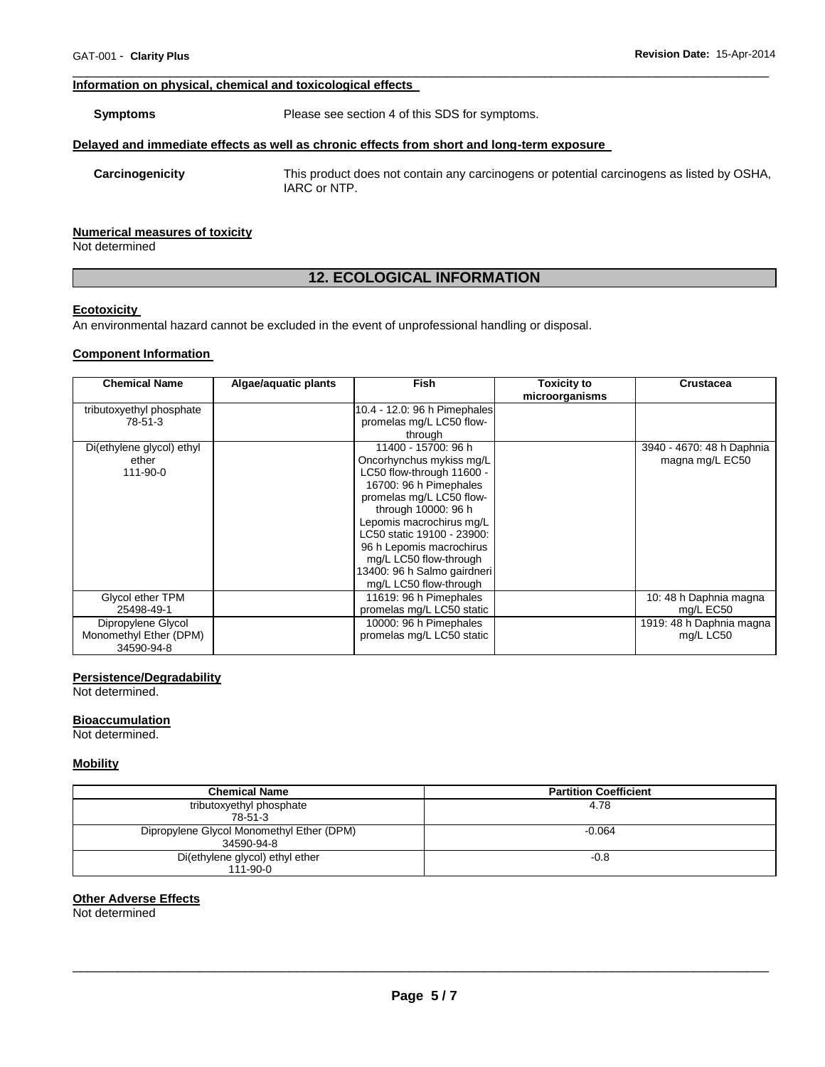#### Information on physical, chemical and toxicological effects

**Symptoms** Please see section 4 of this SDS for symptoms.

#### Delayed and immediate effects as well as chronic effects from short and long-term exposure

**Carcinogenicity** This product does not contain any carcinogens or potential carcinogens as listed by OSHA, IARC or NTP.

#### Numerical measures of toxicity

Not determined

## 12. ECOLOGICAL INFORMATION

#### Ecotoxicity

An environmental hazard cannot be excluded in the event of unprofessional handling or disposal.

#### Component Information

| Chemical Name | Algae/aquatic plants | Fish | Toxicity to microorganisms | Crustacea |
|---|---|---|---|---|
| tributoxyethyl phosphate 78-51-3 | | 10.4 - 12.0: 96 h Pimephales promelas mg/L LC50 flow-through | | |
| Di(ethylene glycol) ethyl ether 111-90-0 | | 11400 - 15700: 96 h Oncorhynchus mykiss mg/L LC50 flow-through 11600 - 16700: 96 h Pimephales promelas mg/L LC50 flow-through 10000: 96 h Lepomis macrochirus mg/L LC50 static 19100 - 23900: 96 h Lepomis macrochirus mg/L LC50 flow-through 13400: 96 h Salmo gairdneri mg/L LC50 flow-through | | 3940 - 4670: 48 h Daphnia magna mg/L EC50 |
| Glycol ether TPM 25498-49-1 | | 11619: 96 h Pimephales promelas mg/L LC50 static | | 10: 48 h Daphnia magna mg/L EC50 |
| Dipropylene Glycol Monomethyl Ether (DPM) 34590-94-8 | | 10000: 96 h Pimephales promelas mg/L LC50 static | | 1919: 48 h Daphnia magna mg/L LC50 |

#### Persistence/Degradability

Not determined.

#### Bioaccumulation

Not determined.

#### Mobility

| Chemical Name | Partition Coefficient |
|---|---|
| tributoxyethyl phosphate 78-51-3 | 4.78 |
| Dipropylene Glycol Monomethyl Ether (DPM) 34590-94-8 | -0.064 |
| Di(ethylene glycol) ethyl ether 111-90-0 | -0.8 |

#### Other Adverse Effects

Not determined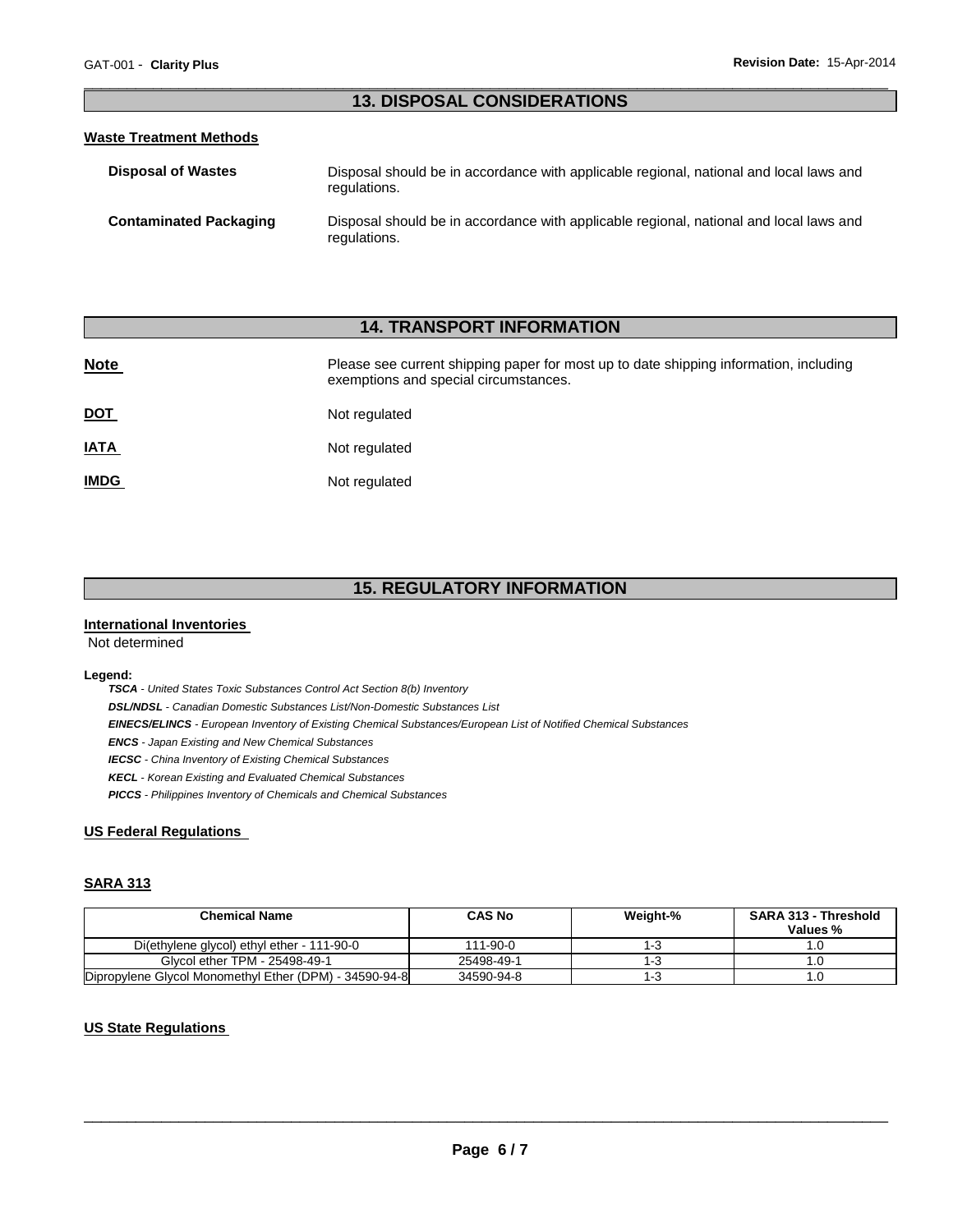## 13. DISPOSAL CONSIDERATIONS

### Waste Treatment Methods

**Disposal of Wastes** Disposal should be in accordance with applicable regional, national and local laws and regulations.

**Contaminated Packaging** Disposal should be in accordance with applicable regional, national and local laws and regulations.

## 14. TRANSPORT INFORMATION

**Note** Please see current shipping paper for most up to date shipping information, including exemptions and special circumstances.

**DOT** Not regulated

**IATA** Not regulated

**IMDG** Not regulated

## 15. REGULATORY INFORMATION

### International Inventories

Not determined

**Legend:**

***TSCA*** *- United States Toxic Substances Control Act Section 8(b) Inventory*

***DSL/NDSL*** *- Canadian Domestic Substances List/Non-Domestic Substances List*

***EINECS/ELINCS*** *- European Inventory of Existing Chemical Substances/European List of Notified Chemical Substances*

***ENCS*** *- Japan Existing and New Chemical Substances*

***IECSC*** *- China Inventory of Existing Chemical Substances*

***KECL*** *- Korean Existing and Evaluated Chemical Substances*

***PICCS*** *- Philippines Inventory of Chemicals and Chemical Substances*

### US Federal Regulations

### SARA 313

| Chemical Name | CAS No | Weight-% | SARA 313 - Threshold Values % |
|---|---|---|---|
| Di(ethylene glycol) ethyl ether - 111-90-0 | 111-90-0 | 1-3 | 1.0 |
| Glycol ether TPM - 25498-49-1 | 25498-49-1 | 1-3 | 1.0 |
| Dipropylene Glycol Monomethyl Ether (DPM) - 34590-94-8 | 34590-94-8 | 1-3 | 1.0 |

### US State Regulations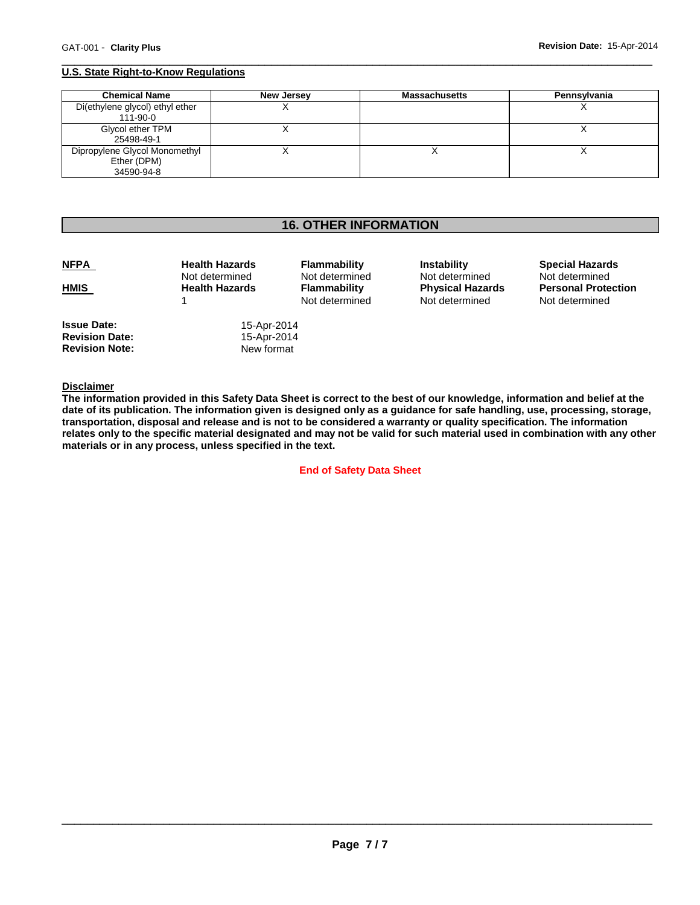### U.S. State Right-to-Know Regulations

| Chemical Name | New Jersey | Massachusetts | Pennsylvania |
|---|---|---|---|
| Di(ethylene glycol) ethyl ether 111-90-0 | X | | X |
| Glycol ether TPM 25498-49-1 | X | | X |
| Dipropylene Glycol Monomethyl Ether (DPM) 34590-94-8 | X | X | X |

## 16. OTHER INFORMATION

| | | | | |
|---|---|---|---|---|
| **NFPA** | **Health Hazards** Not determined | **Flammability** Not determined | **Instability** Not determined | **Special Hazards** Not determined |
| **HMIS** | **Health Hazards** 1 | **Flammability** Not determined | **Physical Hazards** Not determined | **Personal Protection** Not determined |

**Issue Date:** 15-Apr-2014
**Revision Date:** 15-Apr-2014
**Revision Note:** New format

**Disclaimer**

**The information provided in this Safety Data Sheet is correct to the best of our knowledge, information and belief at the date of its publication. The information given is designed only as a guidance for safe handling, use, processing, storage, transportation, disposal and release and is not to be considered a warranty or quality specification. The information relates only to the specific material designated and may not be valid for such material used in combination with any other materials or in any process, unless specified in the text.**

**End of Safety Data Sheet**